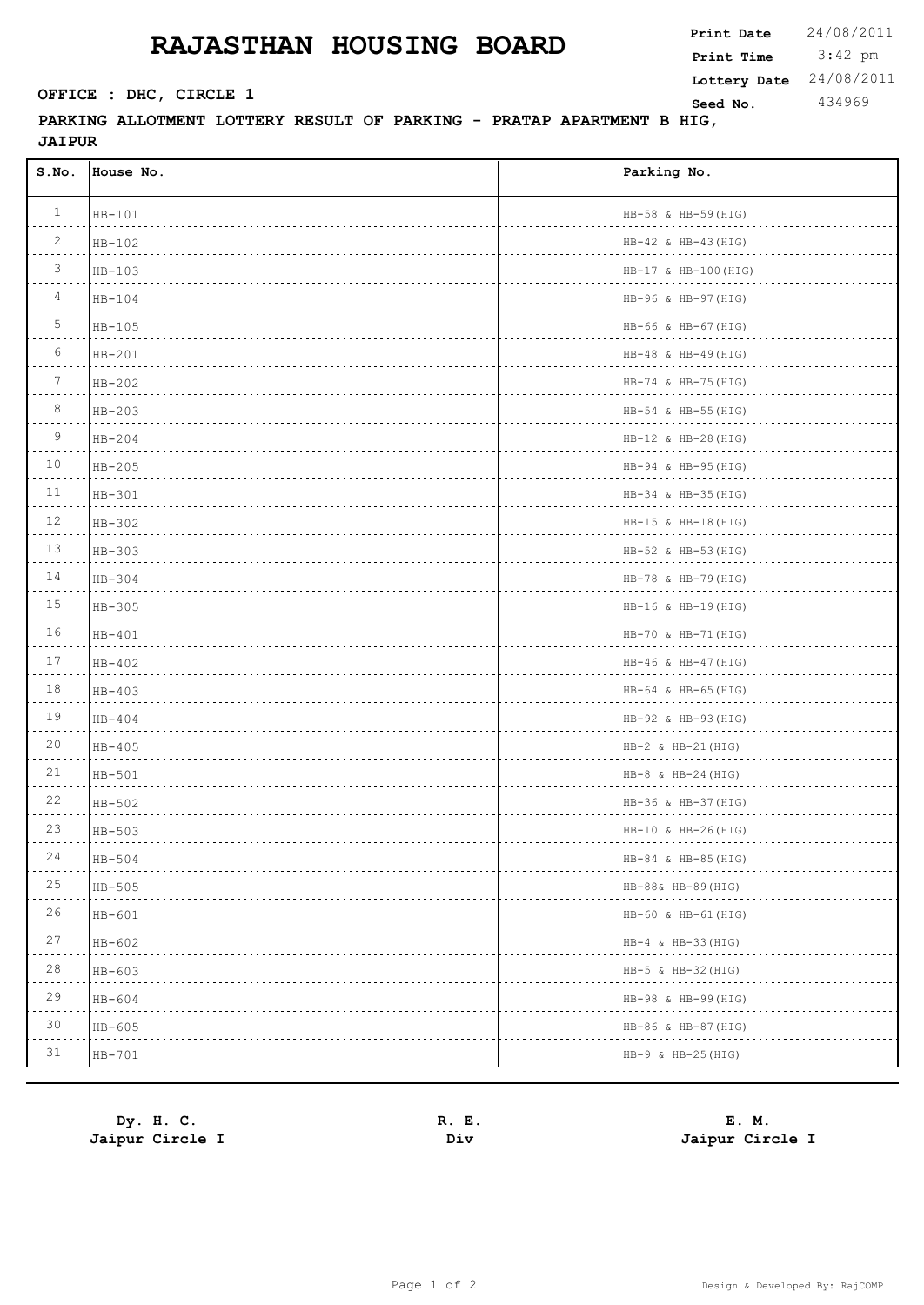# RAJASTHAN HOUSING BOARD

**Print Date** 24/08/2011
**Print Time** 3:42 pm
**Lottery Date** 24/08/2011
**Seed No.** 434969

**OFFICE : DHC, CIRCLE 1**

**PARKING ALLOTMENT LOTTERY RESULT OF PARKING - PRATAP APARTMENT B HIG, JAIPUR**

| S.No. | House No. | Parking No. |
|---|---|---|
| 1 | HB-101 | HB-58 & HB-59(HIG) |
| 2 | HB-102 | HB-42 & HB-43(HIG) |
| 3 | HB-103 | HB-17 & HB-100(HIG) |
| 4 | HB-104 | HB-96 & HB-97(HIG) |
| 5 | HB-105 | HB-66 & HB-67(HIG) |
| 6 | HB-201 | HB-48 & HB-49(HIG) |
| 7 | HB-202 | HB-74 & HB-75(HIG) |
| 8 | HB-203 | HB-54 & HB-55(HIG) |
| 9 | HB-204 | HB-12 & HB-28(HIG) |
| 10 | HB-205 | HB-94 & HB-95(HIG) |
| 11 | HB-301 | HB-34 & HB-35(HIG) |
| 12 | HB-302 | HB-15 & HB-18(HIG) |
| 13 | HB-303 | HB-52 & HB-53(HIG) |
| 14 | HB-304 | HB-78 & HB-79(HIG) |
| 15 | HB-305 | HB-16 & HB-19(HIG) |
| 16 | HB-401 | HB-70 & HB-71(HIG) |
| 17 | HB-402 | HB-46 & HB-47(HIG) |
| 18 | HB-403 | HB-64 & HB-65(HIG) |
| 19 | HB-404 | HB-92 & HB-93(HIG) |
| 20 | HB-405 | HB-2 & HB-21(HIG) |
| 21 | HB-501 | HB-8 & HB-24(HIG) |
| 22 | HB-502 | HB-36 & HB-37(HIG) |
| 23 | HB-503 | HB-10 & HB-26(HIG) |
| 24 | HB-504 | HB-84 & HB-85(HIG) |
| 25 | HB-505 | HB-88& HB-89(HIG) |
| 26 | HB-601 | HB-60 & HB-61(HIG) |
| 27 | HB-602 | HB-4 & HB-33(HIG) |
| 28 | HB-603 | HB-5 & HB-32(HIG) |
| 29 | HB-604 | HB-98 & HB-99(HIG) |
| 30 | HB-605 | HB-86 & HB-87(HIG) |
| 31 | HB-701 | HB-9 & HB-25(HIG) |

**Dy. H. C.**
**Jaipur Circle I**

**R. E.**
**Div**

**E. M.**
**Jaipur Circle I**

Design & Developed By: RajCOMP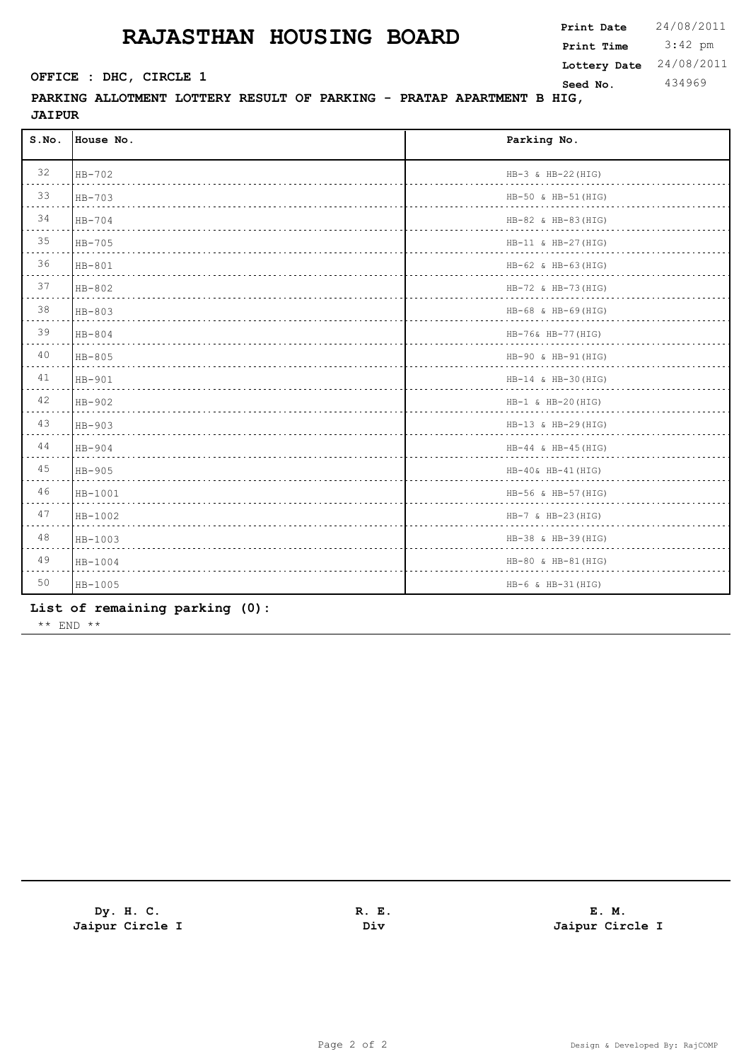# RAJASTHAN HOUSING BOARD

**Print Date** 24/08/2011
**Print Time** 3:42 pm
**Lottery Date** 24/08/2011
**Seed No.** 434969

**OFFICE : DHC, CIRCLE 1**

**PARKING ALLOTMENT LOTTERY RESULT OF PARKING - PRATAP APARTMENT B HIG, JAIPUR**

| S.No. | House No. | Parking No. |
|---|---|---|
| 32 | HB-702 | HB-3 & HB-22(HIG) |
| 33 | HB-703 | HB-50 & HB-51(HIG) |
| 34 | HB-704 | HB-82 & HB-83(HIG) |
| 35 | HB-705 | HB-11 & HB-27(HIG) |
| 36 | HB-801 | HB-62 & HB-63(HIG) |
| 37 | HB-802 | HB-72 & HB-73(HIG) |
| 38 | HB-803 | HB-68 & HB-69(HIG) |
| 39 | HB-804 | HB-76& HB-77(HIG) |
| 40 | HB-805 | HB-90 & HB-91(HIG) |
| 41 | HB-901 | HB-14 & HB-30(HIG) |
| 42 | HB-902 | HB-1 & HB-20(HIG) |
| 43 | HB-903 | HB-13 & HB-29(HIG) |
| 44 | HB-904 | HB-44 & HB-45(HIG) |
| 45 | HB-905 | HB-40& HB-41(HIG) |
| 46 | HB-1001 | HB-56 & HB-57(HIG) |
| 47 | HB-1002 | HB-7 & HB-23(HIG) |
| 48 | HB-1003 | HB-38 & HB-39(HIG) |
| 49 | HB-1004 | HB-80 & HB-81(HIG) |
| 50 | HB-1005 | HB-6 & HB-31(HIG) |

**List of remaining parking (0):**

** END **

**Dy. H. C.**
**Jaipur Circle I**

**R. E.**
**Div**

**E. M.**
**Jaipur Circle I**

Design & Developed By: RajCOMP